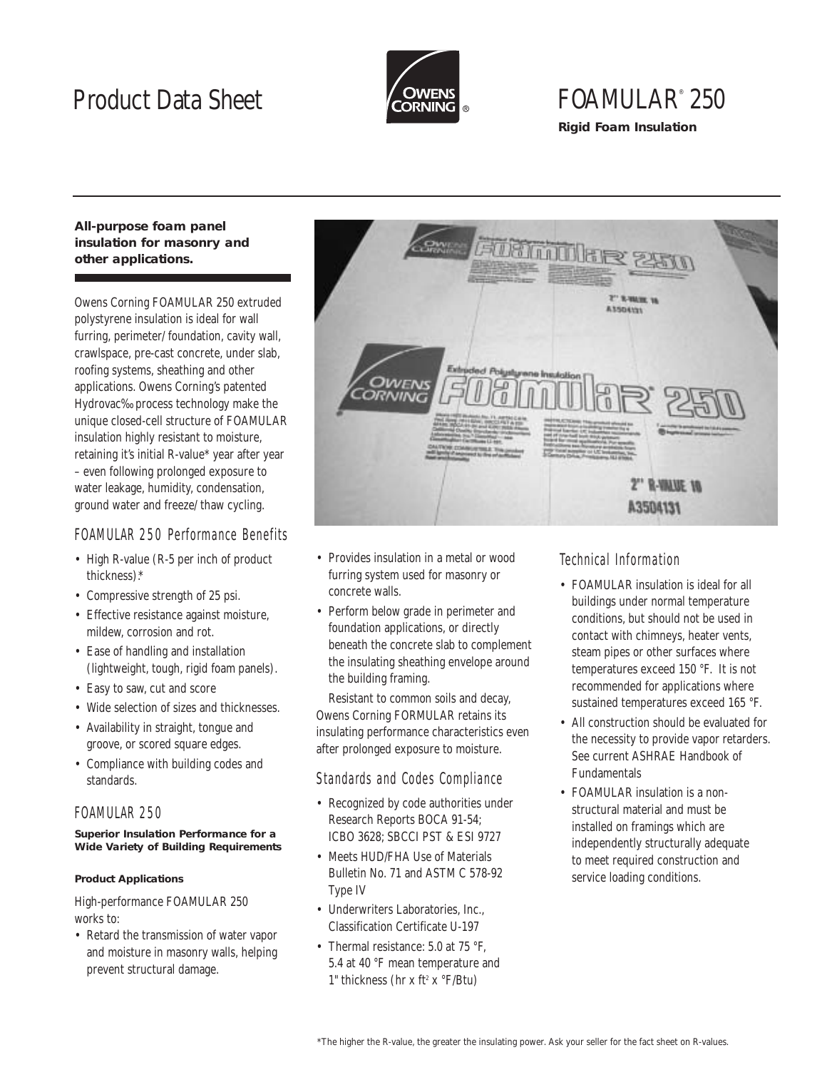# Product Data Sheet

# FOAMULAR® 250

**Rigid Foam Insulation**

**All-purpose foam panel insulation for masonry and other applications.**

Owens Corning FOAMULAR 250 extruded polystyrene insulation is ideal for wall furring, perimeter/foundation, cavity wall, crawlspace, pre-cast concrete, under slab, roofing systems, sheathing and other applications. Owens Corning's patented Hydrovac‰ process technology make the unique closed-cell structure of FOAMULAR insulation highly resistant to moisture, retaining it's initial R-value* year after year – even following prolonged exposure to water leakage, humidity, condensation, ground water and freeze/thaw cycling.

## FOAMULAR 250 Performance Benefits

- High R-value (R-5 per inch of product thickness).*
- Compressive strength of 25 psi.
- Effective resistance against moisture, mildew, corrosion and rot.
- Ease of handling and installation (lightweight, tough, rigid foam panels).
- Easy to saw, cut and score
- Wide selection of sizes and thicknesses.
- Availability in straight, tongue and groove, or scored square edges.
- Compliance with building codes and standards.

## FOAMULAR 250

**Superior Insulation Performance for a Wide Variety of Building Requirements**

**Product Applications**

High-performance FOAMULAR 250 works to:

- Retard the transmission of water vapor and moisture in masonry walls, helping prevent structural damage.
- Provides insulation in a metal or wood furring system used for masonry or concrete walls.
- Perform below grade in perimeter and foundation applications, or directly beneath the concrete slab to complement the insulating sheathing envelope around the building framing.

Resistant to common soils and decay, Owens Corning FORMULAR retains its insulating performance characteristics even after prolonged exposure to moisture.

## Standards and Codes Compliance

- Recognized by code authorities under Research Reports BOCA 91-54; ICBO 3628; SBCCI PST & ESI 9727
- Meets HUD/FHA Use of Materials Bulletin No. 71 and ASTM C 578-92 Type IV
- Underwriters Laboratories, Inc., Classification Certificate U-197
- Thermal resistance: 5.0 at 75 °F, 5.4 at 40 °F mean temperature and 1" thickness (hr x ft$^2$ x °F/Btu)

## Technical Information

- FOAMULAR insulation is ideal for all buildings under normal temperature conditions, but should not be used in contact with chimneys, heater vents, steam pipes or other surfaces where temperatures exceed 150 °F. It is not recommended for applications where sustained temperatures exceed 165 °F.
- All construction should be evaluated for the necessity to provide vapor retarders. See current ASHRAE Handbook of Fundamentals
- FOAMULAR insulation is a non-structural material and must be installed on framings which are independently structurally adequate to meet required construction and service loading conditions.

*The higher the R-value, the greater the insulating power. Ask your seller for the fact sheet on R-values.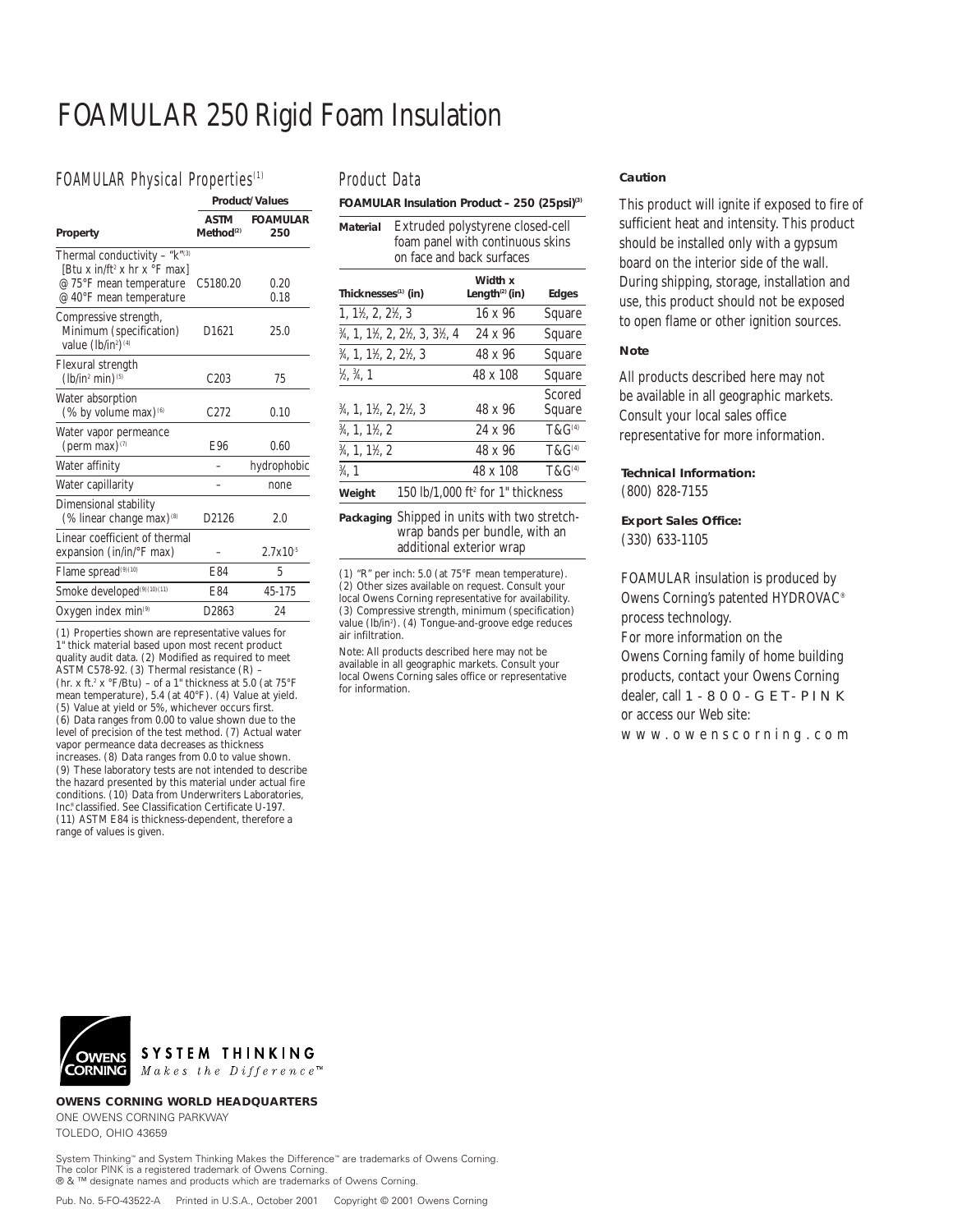# FOAMULAR 250 Rigid Foam Insulation

## FOAMULAR Physical Properties[1]

| Property | ASTM Method[2] | FOAMULAR 250 |
|---|---|---|
| | Product/Values | |
| Thermal conductivity – "k"[3] [Btu x in/ft² x hr x °F max] @ 75°F mean temperature @ 40°F mean temperature | C5180.20 | 0.20 0.18 |
| Compressive strength, Minimum (specification) value (lb/in²)[4] | D1621 | 25.0 |
| Flexural strength (lb/in² min)[5] | C203 | 75 |
| Water absorption (% by volume max)[6] | C272 | 0.10 |
| Water vapor permeance (perm max)[7] | E96 | 0.60 |
| Water affinity | – | hydrophobic |
| Water capillarity | – | none |
| Dimensional stability (% linear change max)[8] | D2126 | 2.0 |
| Linear coefficient of thermal expansion (in/in/°F max) | – | $2.7 \times 10^{-5}$ |
| Flame spread[9][10] | E84 | 5 |
| Smoke developed[9][10][11] | E84 | 45-175 |
| Oxygen index min[9] | D2863 | 24 |

(1) Properties shown are representative values for 1" thick material based upon most recent product quality audit data. (2) Modified as required to meet ASTM C578-92. (3) Thermal resistance (R) – (hr. x ft.² x °F/Btu) – of a 1" thickness at 5.0 (at 75°F mean temperature), 5.4 (at 40°F). (4) Value at yield. (5) Value at yield or 5%, whichever occurs first. (6) Data ranges from 0.00 to value shown due to the level of precision of the test method. (7) Actual water vapor permeance data decreases as thickness increases. (8) Data ranges from 0.0 to value shown. (9) These laboratory tests are not intended to describe the hazard presented by this material under actual fire conditions. (10) Data from Underwriters Laboratories, Inc.® classified. See Classification Certificate U-197. (11) ASTM E84 is thickness-dependent, therefore a range of values is given.

## Product Data

**FOAMULAR Insulation Product – 250 (25psi)[3]**

**Material** Extruded polystyrene closed-cell foam panel with continuous skins on face and back surfaces

| Thicknesses[1] (in) | Width x Length[2] (in) | Edges |
|---|---|---|
| 1, 1½, 2, 2½, 3 | 16 x 96 | Square |
| ¾, 1, 1½, 2, 2½, 3, 3½, 4 | 24 x 96 | Square |
| ¾, 1, 1½, 2, 2½, 3 | 48 x 96 | Square |
| ½, ¾, 1 | 48 x 108 | Square |
| ¾, 1, 1½, 2, 2½, 3 | 48 x 96 | Scored Square |
| ¾, 1, 1½, 2 | 24 x 96 | T&G[4] |
| ¾, 1, 1½, 2 | 48 x 96 | T&G[4] |
| ¾, 1 | 48 x 108 | T&G[4] |

**Weight** 150 lb/1,000 ft² for 1" thickness

**Packaging** Shipped in units with two stretch-wrap bands per bundle, with an additional exterior wrap

(1) "R" per inch: 5.0 (at 75°F mean temperature). (2) Other sizes available on request. Consult your local Owens Corning representative for availability. (3) Compressive strength, minimum (specification) value (lb/in²). (4) Tongue-and-groove edge reduces air infiltration.

Note: All products described here may not be available in all geographic markets. Consult your local Owens Corning sales office or representative for information.

**Caution**

This product will ignite if exposed to fire of sufficient heat and intensity. This product should be installed only with a gypsum board on the interior side of the wall. During shipping, storage, installation and use, this product should not be exposed to open flame or other ignition sources.

**Note**

All products described here may not be available in all geographic markets. Consult your local sales office representative for more information.

**Technical Information:**
(800) 828-7155

**Export Sales Office:**
(330) 633-1105

FOAMULAR insulation is produced by Owens Corning's patented HYDROVAC® process technology.
For more information on the Owens Corning family of home building products, contact your Owens Corning dealer, call 1-800-GET-PINK or access our Web site:
www.owenscorning.com

OWENS CORNING

SYSTEM THINKING
*Makes the Difference*™

**OWENS CORNING WORLD HEADQUARTERS**
ONE OWENS CORNING PARKWAY
TOLEDO, OHIO 43659

System Thinking™ and System Thinking Makes the Difference™ are trademarks of Owens Corning.
The color PINK is a registered trademark of Owens Corning.
® & ™ designate names and products which are trademarks of Owens Corning.

Pub. No. 5-FO-43522-A Printed in U.S.A., October 2001 Copyright © 2001 Owens Corning